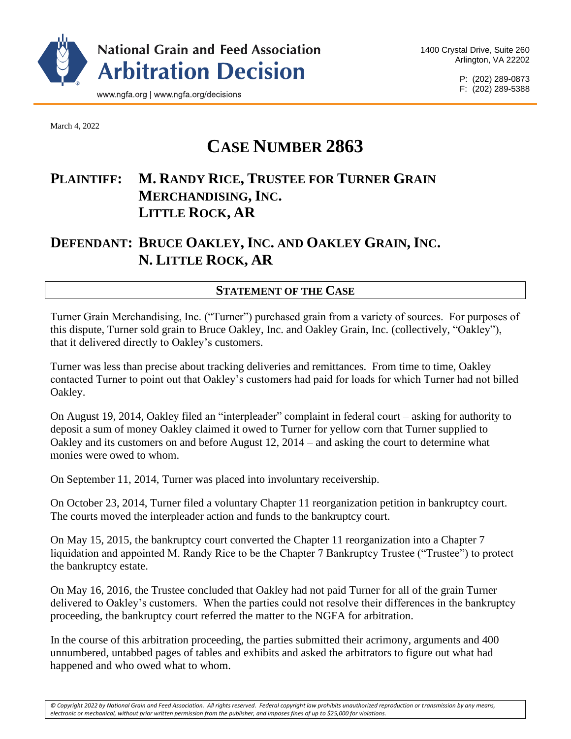National Grain and Feed Association
# Arbitration Decision

www.ngfa.org | www.ngfa.org/decisions

1400 Crystal Drive, Suite 260
Arlington, VA 22202

P: (202) 289-0873
F: (202) 289-5388

March 4, 2022

# CASE NUMBER 2863

## PLAINTIFF: M. RANDY RICE, TRUSTEE FOR TURNER GRAIN MERCHANDISING, INC. LITTLE ROCK, AR

## DEFENDANT: BRUCE OAKLEY, INC. AND OAKLEY GRAIN, INC. N. LITTLE ROCK, AR

### STATEMENT OF THE CASE

Turner Grain Merchandising, Inc. ("Turner") purchased grain from a variety of sources. For purposes of this dispute, Turner sold grain to Bruce Oakley, Inc. and Oakley Grain, Inc. (collectively, "Oakley"), that it delivered directly to Oakley's customers.

Turner was less than precise about tracking deliveries and remittances. From time to time, Oakley contacted Turner to point out that Oakley's customers had paid for loads for which Turner had not billed Oakley.

On August 19, 2014, Oakley filed an "interpleader" complaint in federal court – asking for authority to deposit a sum of money Oakley claimed it owed to Turner for yellow corn that Turner supplied to Oakley and its customers on and before August 12, 2014 – and asking the court to determine what monies were owed to whom.

On September 11, 2014, Turner was placed into involuntary receivership.

On October 23, 2014, Turner filed a voluntary Chapter 11 reorganization petition in bankruptcy court. The courts moved the interpleader action and funds to the bankruptcy court.

On May 15, 2015, the bankruptcy court converted the Chapter 11 reorganization into a Chapter 7 liquidation and appointed M. Randy Rice to be the Chapter 7 Bankruptcy Trustee ("Trustee") to protect the bankruptcy estate.

On May 16, 2016, the Trustee concluded that Oakley had not paid Turner for all of the grain Turner delivered to Oakley's customers. When the parties could not resolve their differences in the bankruptcy proceeding, the bankruptcy court referred the matter to the NGFA for arbitration.

In the course of this arbitration proceeding, the parties submitted their acrimony, arguments and 400 unnumbered, untabbed pages of tables and exhibits and asked the arbitrators to figure out what had happened and who owed what to whom.

*© Copyright 2022 by National Grain and Feed Association. All rights reserved. Federal copyright law prohibits unauthorized reproduction or transmission by any means, electronic or mechanical, without prior written permission from the publisher, and imposes fines of up to $25,000 for violations.*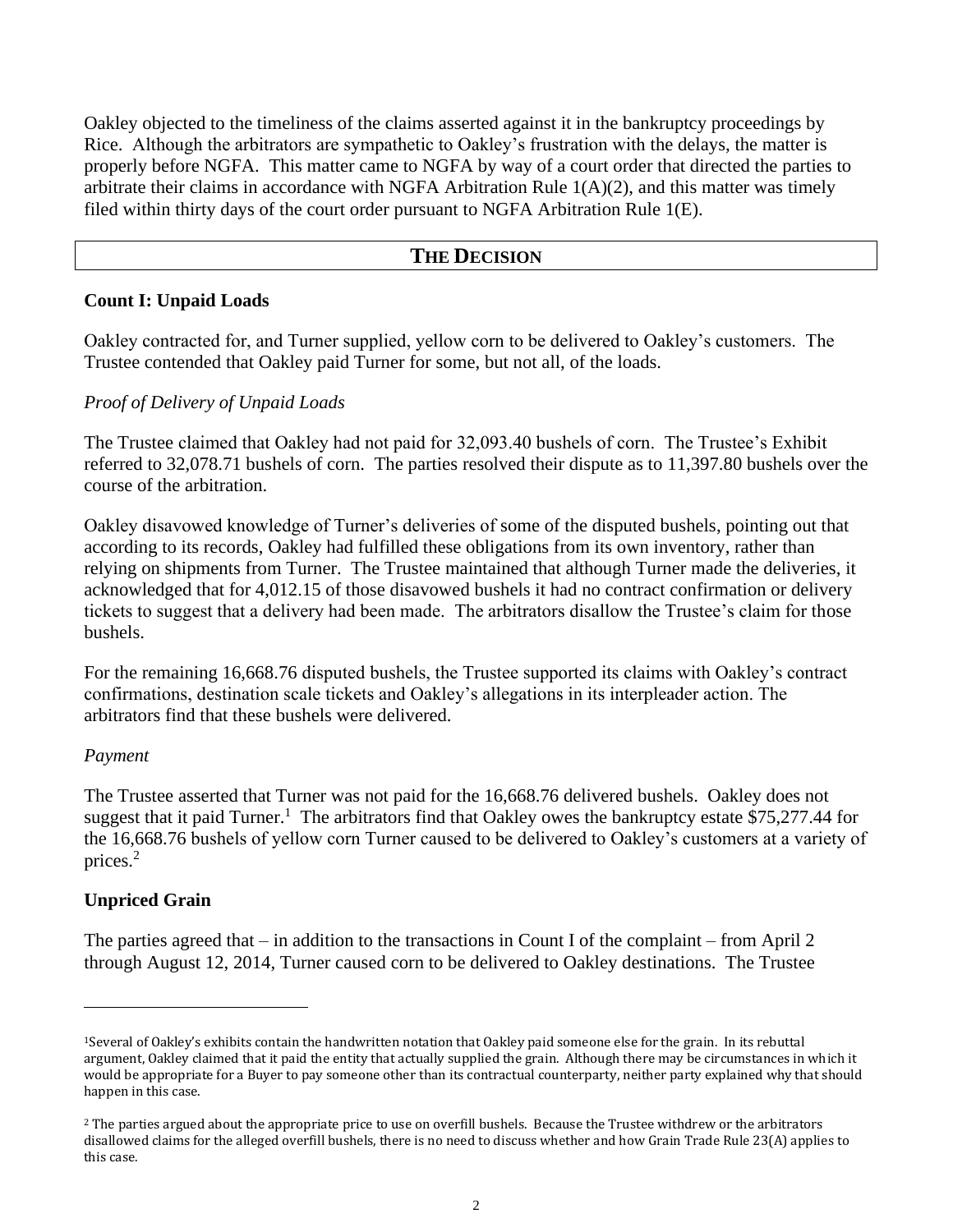Oakley objected to the timeliness of the claims asserted against it in the bankruptcy proceedings by Rice. Although the arbitrators are sympathetic to Oakley's frustration with the delays, the matter is properly before NGFA. This matter came to NGFA by way of a court order that directed the parties to arbitrate their claims in accordance with NGFA Arbitration Rule 1(A)(2), and this matter was timely filed within thirty days of the court order pursuant to NGFA Arbitration Rule 1(E).

## THE DECISION

**Count I: Unpaid Loads**

Oakley contracted for, and Turner supplied, yellow corn to be delivered to Oakley's customers. The Trustee contended that Oakley paid Turner for some, but not all, of the loads.

*Proof of Delivery of Unpaid Loads*

The Trustee claimed that Oakley had not paid for 32,093.40 bushels of corn. The Trustee's Exhibit referred to 32,078.71 bushels of corn. The parties resolved their dispute as to 11,397.80 bushels over the course of the arbitration.

Oakley disavowed knowledge of Turner's deliveries of some of the disputed bushels, pointing out that according to its records, Oakley had fulfilled these obligations from its own inventory, rather than relying on shipments from Turner. The Trustee maintained that although Turner made the deliveries, it acknowledged that for 4,012.15 of those disavowed bushels it had no contract confirmation or delivery tickets to suggest that a delivery had been made. The arbitrators disallow the Trustee's claim for those bushels.

For the remaining 16,668.76 disputed bushels, the Trustee supported its claims with Oakley's contract confirmations, destination scale tickets and Oakley's allegations in its interpleader action. The arbitrators find that these bushels were delivered.

*Payment*

The Trustee asserted that Turner was not paid for the 16,668.76 delivered bushels. Oakley does not suggest that it paid Turner.[1] The arbitrators find that Oakley owes the bankruptcy estate $75,277.44 for the 16,668.76 bushels of yellow corn Turner caused to be delivered to Oakley's customers at a variety of prices.[2]

**Unpriced Grain**

The parties agreed that – in addition to the transactions in Count I of the complaint – from April 2 through August 12, 2014, Turner caused corn to be delivered to Oakley destinations. The Trustee

---

[1] Several of Oakley's exhibits contain the handwritten notation that Oakley paid someone else for the grain. In its rebuttal argument, Oakley claimed that it paid the entity that actually supplied the grain. Although there may be circumstances in which it would be appropriate for a Buyer to pay someone other than its contractual counterparty, neither party explained why that should happen in this case.

[2] The parties argued about the appropriate price to use on overfill bushels. Because the Trustee withdrew or the arbitrators disallowed claims for the alleged overfill bushels, there is no need to discuss whether and how Grain Trade Rule 23(A) applies to this case.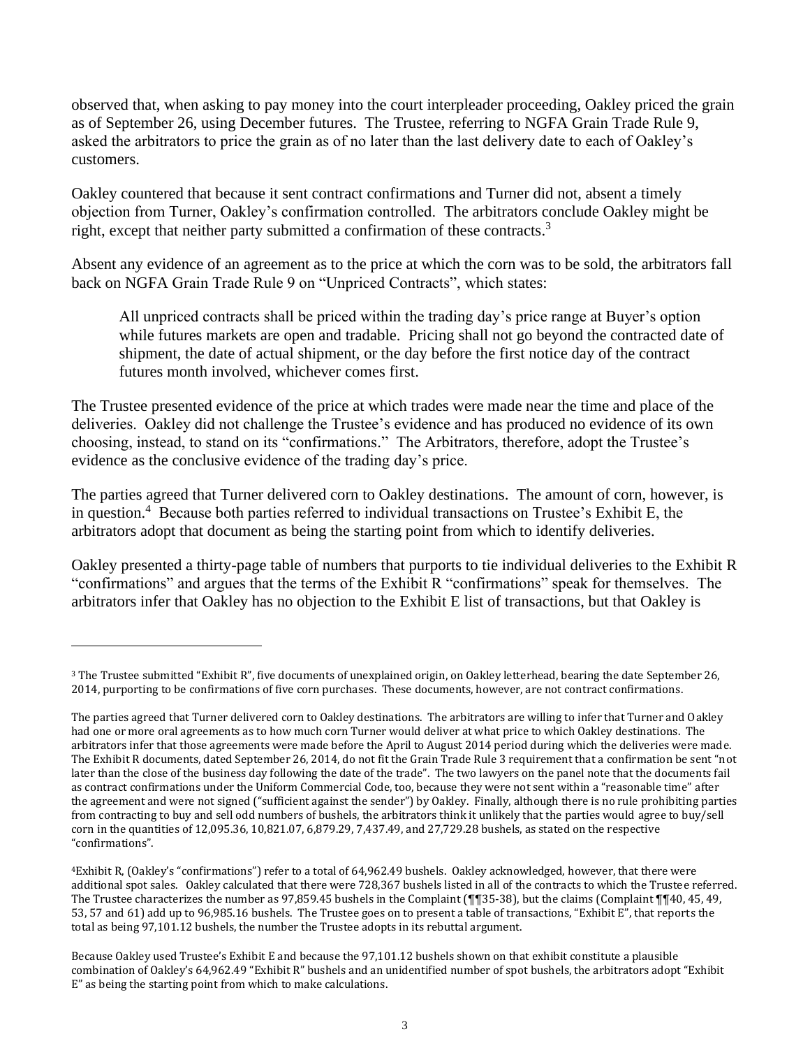observed that, when asking to pay money into the court interpleader proceeding, Oakley priced the grain as of September 26, using December futures. The Trustee, referring to NGFA Grain Trade Rule 9, asked the arbitrators to price the grain as of no later than the last delivery date to each of Oakley's customers.

Oakley countered that because it sent contract confirmations and Turner did not, absent a timely objection from Turner, Oakley's confirmation controlled. The arbitrators conclude Oakley might be right, except that neither party submitted a confirmation of these contracts.[3]

Absent any evidence of an agreement as to the price at which the corn was to be sold, the arbitrators fall back on NGFA Grain Trade Rule 9 on "Unpriced Contracts", which states:

> All unpriced contracts shall be priced within the trading day's price range at Buyer's option while futures markets are open and tradable. Pricing shall not go beyond the contracted date of shipment, the date of actual shipment, or the day before the first notice day of the contract futures month involved, whichever comes first.

The Trustee presented evidence of the price at which trades were made near the time and place of the deliveries. Oakley did not challenge the Trustee's evidence and has produced no evidence of its own choosing, instead, to stand on its "confirmations." The Arbitrators, therefore, adopt the Trustee's evidence as the conclusive evidence of the trading day's price.

The parties agreed that Turner delivered corn to Oakley destinations. The amount of corn, however, is in question.[4] Because both parties referred to individual transactions on Trustee's Exhibit E, the arbitrators adopt that document as being the starting point from which to identify deliveries.

Oakley presented a thirty-page table of numbers that purports to tie individual deliveries to the Exhibit R "confirmations" and argues that the terms of the Exhibit R "confirmations" speak for themselves. The arbitrators infer that Oakley has no objection to the Exhibit E list of transactions, but that Oakley is

---

[3] The Trustee submitted "Exhibit R", five documents of unexplained origin, on Oakley letterhead, bearing the date September 26, 2014, purporting to be confirmations of five corn purchases. These documents, however, are not contract confirmations.

The parties agreed that Turner delivered corn to Oakley destinations. The arbitrators are willing to infer that Turner and Oakley had one or more oral agreements as to how much corn Turner would deliver at what price to which Oakley destinations. The arbitrators infer that those agreements were made before the April to August 2014 period during which the deliveries were made. The Exhibit R documents, dated September 26, 2014, do not fit the Grain Trade Rule 3 requirement that a confirmation be sent "not later than the close of the business day following the date of the trade". The two lawyers on the panel note that the documents fail as contract confirmations under the Uniform Commercial Code, too, because they were not sent within a "reasonable time" after the agreement and were not signed ("sufficient against the sender") by Oakley. Finally, although there is no rule prohibiting parties from contracting to buy and sell odd numbers of bushels, the arbitrators think it unlikely that the parties would agree to buy/sell corn in the quantities of 12,095.36, 10,821.07, 6,879.29, 7,437.49, and 27,729.28 bushels, as stated on the respective "confirmations".

[4] Exhibit R, (Oakley's "confirmations") refer to a total of 64,962.49 bushels. Oakley acknowledged, however, that there were additional spot sales. Oakley calculated that there were 728,367 bushels listed in all of the contracts to which the Trustee referred. The Trustee characterizes the number as 97,859.45 bushels in the Complaint (¶¶35-38), but the claims (Complaint ¶¶40, 45, 49, 53, 57 and 61) add up to 96,985.16 bushels. The Trustee goes on to present a table of transactions, "Exhibit E", that reports the total as being 97,101.12 bushels, the number the Trustee adopts in its rebuttal argument.

Because Oakley used Trustee's Exhibit E and because the 97,101.12 bushels shown on that exhibit constitute a plausible combination of Oakley's 64,962.49 "Exhibit R" bushels and an unidentified number of spot bushels, the arbitrators adopt "Exhibit E" as being the starting point from which to make calculations.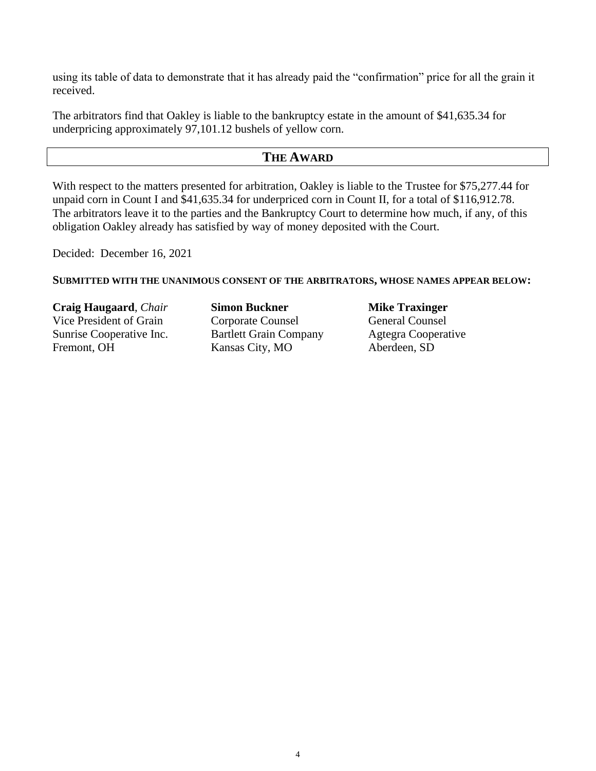using its table of data to demonstrate that it has already paid the "confirmation" price for all the grain it received.

The arbitrators find that Oakley is liable to the bankruptcy estate in the amount of $41,635.34 for underpricing approximately 97,101.12 bushels of yellow corn.

## THE AWARD

With respect to the matters presented for arbitration, Oakley is liable to the Trustee for $75,277.44 for unpaid corn in Count I and $41,635.34 for underpriced corn in Count II, for a total of $116,912.78. The arbitrators leave it to the parties and the Bankruptcy Court to determine how much, if any, of this obligation Oakley already has satisfied by way of money deposited with the Court.

Decided: December 16, 2021

**SUBMITTED WITH THE UNANIMOUS CONSENT OF THE ARBITRATORS, WHOSE NAMES APPEAR BELOW:**

**Craig Haugaard**, *Chair*
Vice President of Grain
Sunrise Cooperative Inc.
Fremont, OH

**Simon Buckner**
Corporate Counsel
Bartlett Grain Company
Kansas City, MO

**Mike Traxinger**
General Counsel
Agtegra Cooperative
Aberdeen, SD